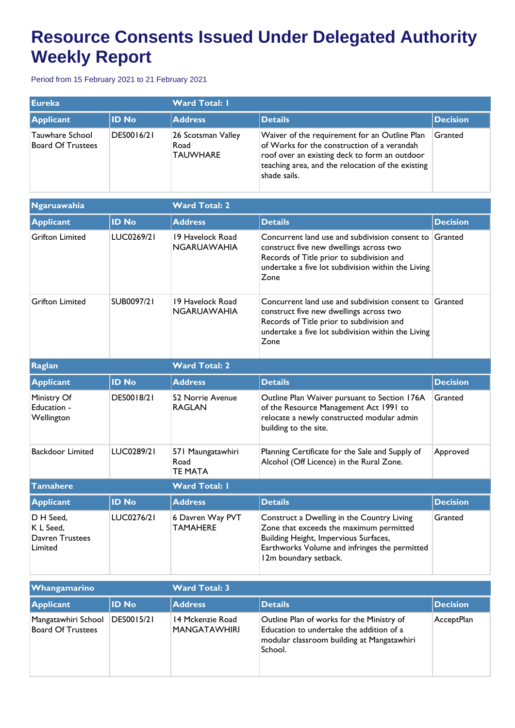# Resource Consents Issued Under Delegated Authority Weekly Report

Period from 15 February 2021 to 21 February 2021

| Eureka | | Ward Total: 1 | | |
|---|---|---|---|---|
| **Applicant** | **ID No** | **Address** | **Details** | **Decision** |
| Tauwhare School Board Of Trustees | DES0016/21 | 26 Scotsman Valley Road TAUWHARE | Waiver of the requirement for an Outline Plan of Works for the construction of a verandah roof over an existing deck to form an outdoor teaching area, and the relocation of the existing shade sails. | Granted |

| Ngaruawahia | | Ward Total: 2 | | |
|---|---|---|---|---|
| **Applicant** | **ID No** | **Address** | **Details** | **Decision** |
| Grifton Limited | LUC0269/21 | 19 Havelock Road NGARUAWAHIA | Concurrent land use and subdivision consent to construct five new dwellings across two Records of Title prior to subdivision and undertake a five lot subdivision within the Living Zone | Granted |
| Grifton Limited | SUB0097/21 | 19 Havelock Road NGARUAWAHIA | Concurrent land use and subdivision consent to construct five new dwellings across two Records of Title prior to subdivision and undertake a five lot subdivision within the Living Zone | Granted |

| Raglan | | Ward Total: 2 | | |
|---|---|---|---|---|
| **Applicant** | **ID No** | **Address** | **Details** | **Decision** |
| Ministry Of Education - Wellington | DES0018/21 | 52 Norrie Avenue RAGLAN | Outline Plan Waiver pursuant to Section 176A of the Resource Management Act 1991 to relocate a newly constructed modular admin building to the site. | Granted |
| Backdoor Limited | LUC0289/21 | 571 Maungatawhiri Road TE MATA | Planning Certificate for the Sale and Supply of Alcohol (Off Licence) in the Rural Zone. | Approved |

| Tamahere | | Ward Total: 1 | | |
|---|---|---|---|---|
| **Applicant** | **ID No** | **Address** | **Details** | **Decision** |
| D H Seed, K L Seed, Davren Trustees Limited | LUC0276/21 | 6 Davren Way PVT TAMAHERE | Construct a Dwelling in the Country Living Zone that exceeds the maximum permitted Building Height, Impervious Surfaces, Earthworks Volume and infringes the permitted 12m boundary setback. | Granted |

| Whangamarino | | Ward Total: 3 | | |
|---|---|---|---|---|
| **Applicant** | **ID No** | **Address** | **Details** | **Decision** |
| Mangatawhiri School Board Of Trustees | DES0015/21 | 14 Mckenzie Road MANGATAWHIRI | Outline Plan of works for the Ministry of Education to undertake the addition of a modular classroom building at Mangatawhiri School. | AcceptPlan |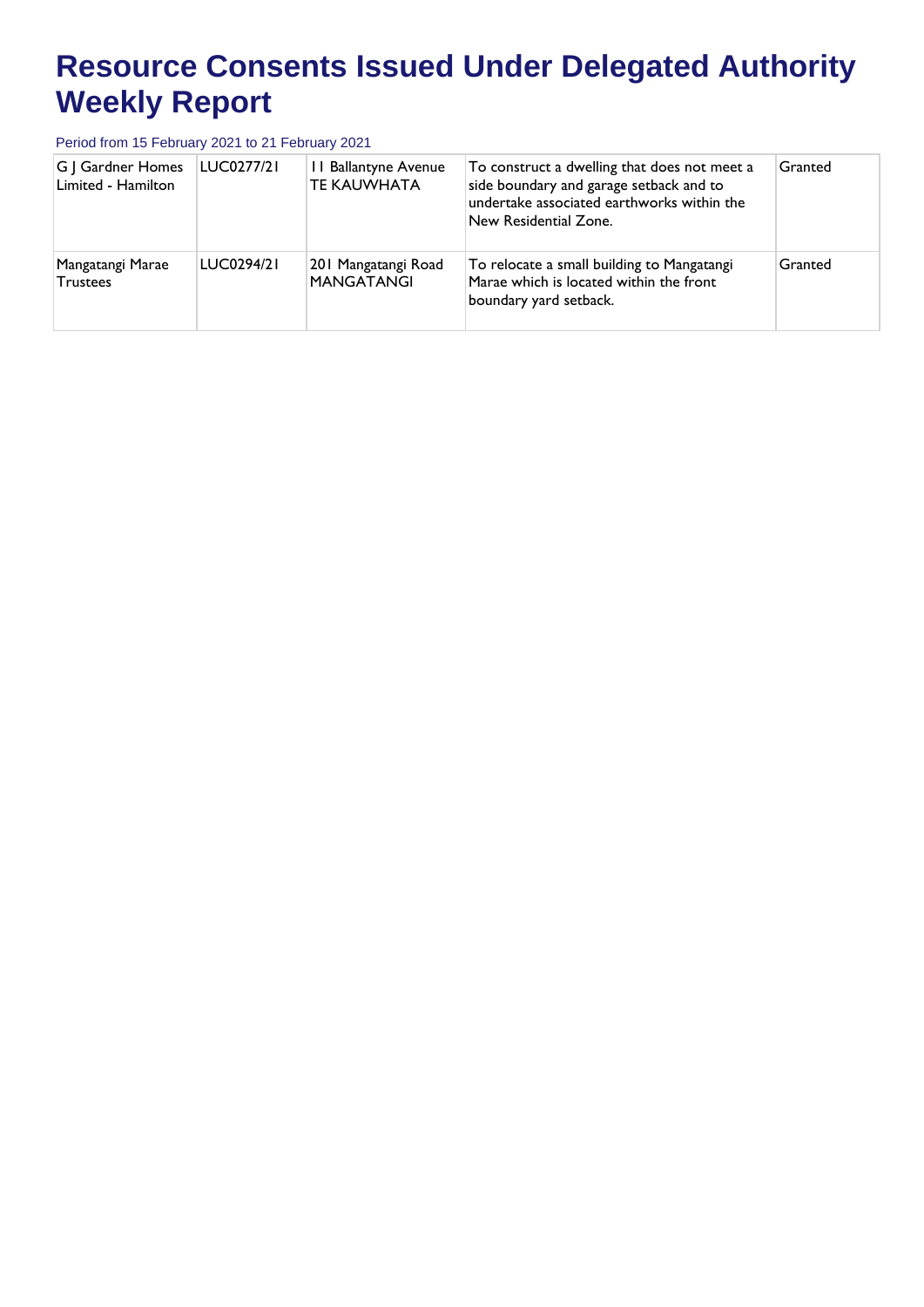# Resource Consents Issued Under Delegated Authority Weekly Report

Period from 15 February 2021 to 21 February 2021

| | | | | |
|---|---|---|---|---|
| G J Gardner Homes Limited - Hamilton | LUC0277/21 | 11 Ballantyne Avenue TE KAUWHATA | To construct a dwelling that does not meet a side boundary and garage setback and to undertake associated earthworks within the New Residential Zone. | Granted |
| Mangatangi Marae Trustees | LUC0294/21 | 201 Mangatangi Road MANGATANGI | To relocate a small building to Mangatangi Marae which is located within the front boundary yard setback. | Granted |